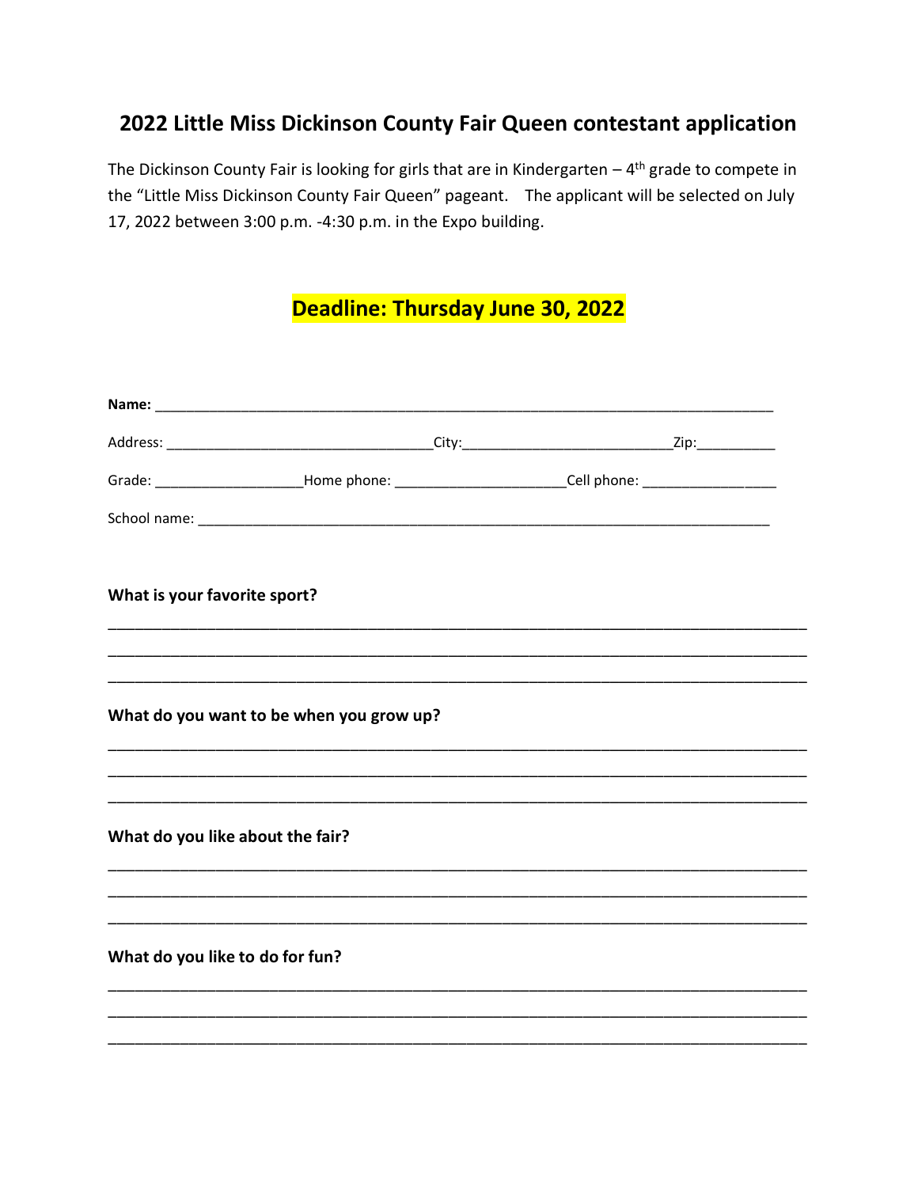# 2022 Little Miss Dickinson County Fair Queen contestant application

The Dickinson County Fair is looking for girls that are in Kindergarten – 4th grade to compete in the "Little Miss Dickinson County Fair Queen" pageant. The applicant will be selected on July 17, 2022 between 3:00 p.m. -4:30 p.m. in the Expo building.

## Deadline: Thursday June 30, 2022

**Name:** ______________________________________________________________________________

Address: _________________________________City:__________________________Zip:__________

Grade: __________________Home phone: _____________________Cell phone: ________________

School name: ________________________________________________________________________

**What is your favorite sport?**

_______________________________________________________________________________

_______________________________________________________________________________

_______________________________________________________________________________

**What do you want to be when you grow up?**

_______________________________________________________________________________

_______________________________________________________________________________

_______________________________________________________________________________

**What do you like about the fair?**

_______________________________________________________________________________

_______________________________________________________________________________

_______________________________________________________________________________

**What do you like to do for fun?**

_______________________________________________________________________________

_______________________________________________________________________________

_______________________________________________________________________________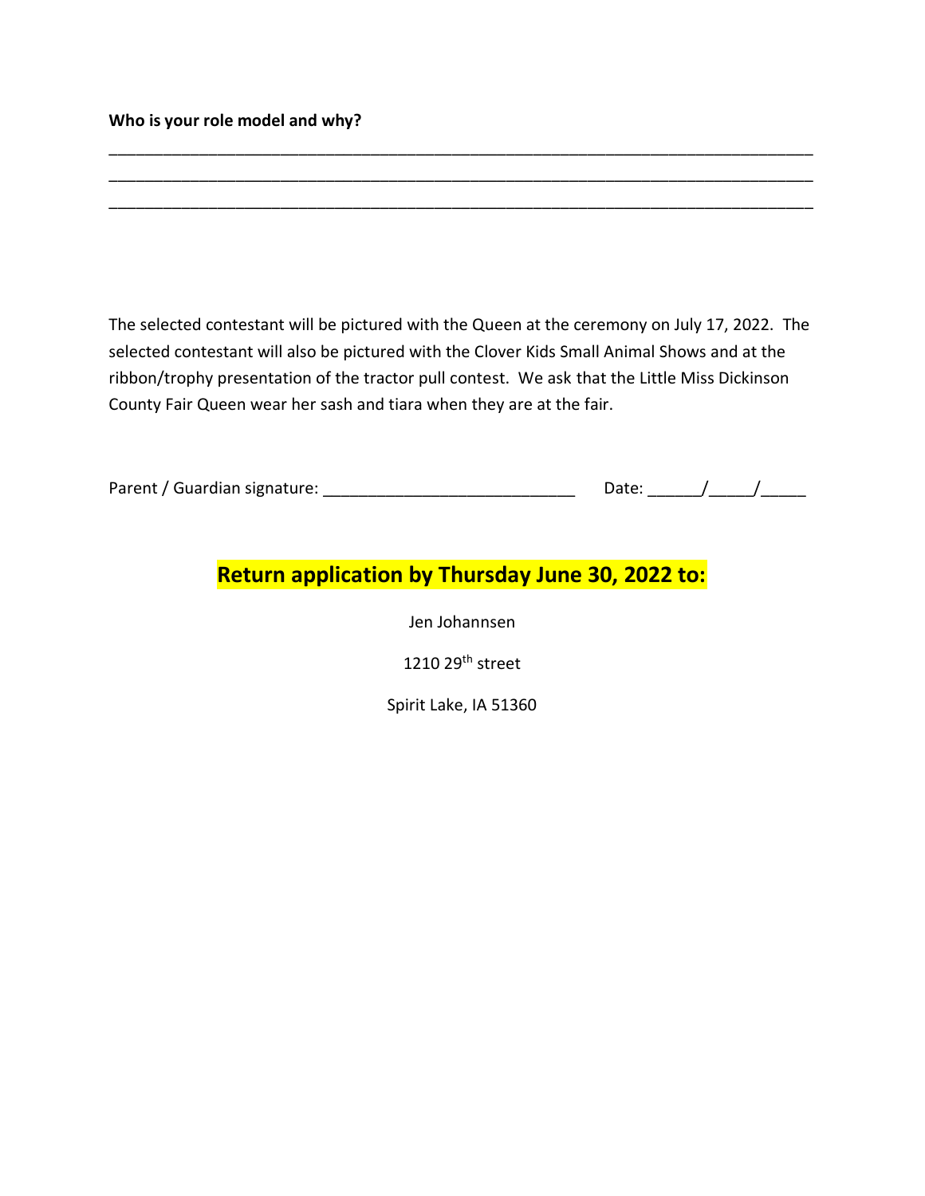**Who is your role model and why?**

\_\_\_\_\_\_\_\_\_\_\_\_\_\_\_\_\_\_\_\_\_\_\_\_\_\_\_\_\_\_\_\_\_\_\_\_\_\_\_\_\_\_\_\_\_\_\_\_\_\_\_\_\_\_\_\_\_\_\_\_\_\_\_\_\_\_\_\_\_\_\_\_\_\_\_\_\_\_\_\_

\_\_\_\_\_\_\_\_\_\_\_\_\_\_\_\_\_\_\_\_\_\_\_\_\_\_\_\_\_\_\_\_\_\_\_\_\_\_\_\_\_\_\_\_\_\_\_\_\_\_\_\_\_\_\_\_\_\_\_\_\_\_\_\_\_\_\_\_\_\_\_\_\_\_\_\_\_\_\_\_

\_\_\_\_\_\_\_\_\_\_\_\_\_\_\_\_\_\_\_\_\_\_\_\_\_\_\_\_\_\_\_\_\_\_\_\_\_\_\_\_\_\_\_\_\_\_\_\_\_\_\_\_\_\_\_\_\_\_\_\_\_\_\_\_\_\_\_\_\_\_\_\_\_\_\_\_\_\_\_\_

The selected contestant will be pictured with the Queen at the ceremony on July 17, 2022. The selected contestant will also be pictured with the Clover Kids Small Animal Shows and at the ribbon/trophy presentation of the tractor pull contest. We ask that the Little Miss Dickinson County Fair Queen wear her sash and tiara when they are at the fair.

Parent / Guardian signature: \_\_\_\_\_\_\_\_\_\_\_\_\_\_\_\_\_\_\_\_\_\_\_\_\_\_\_\_ Date: \_\_\_\_\_\_/\_\_\_\_\_/\_\_\_\_\_

## Return application by Thursday June 30, 2022 to:

Jen Johannsen

1210 29th street

Spirit Lake, IA 51360